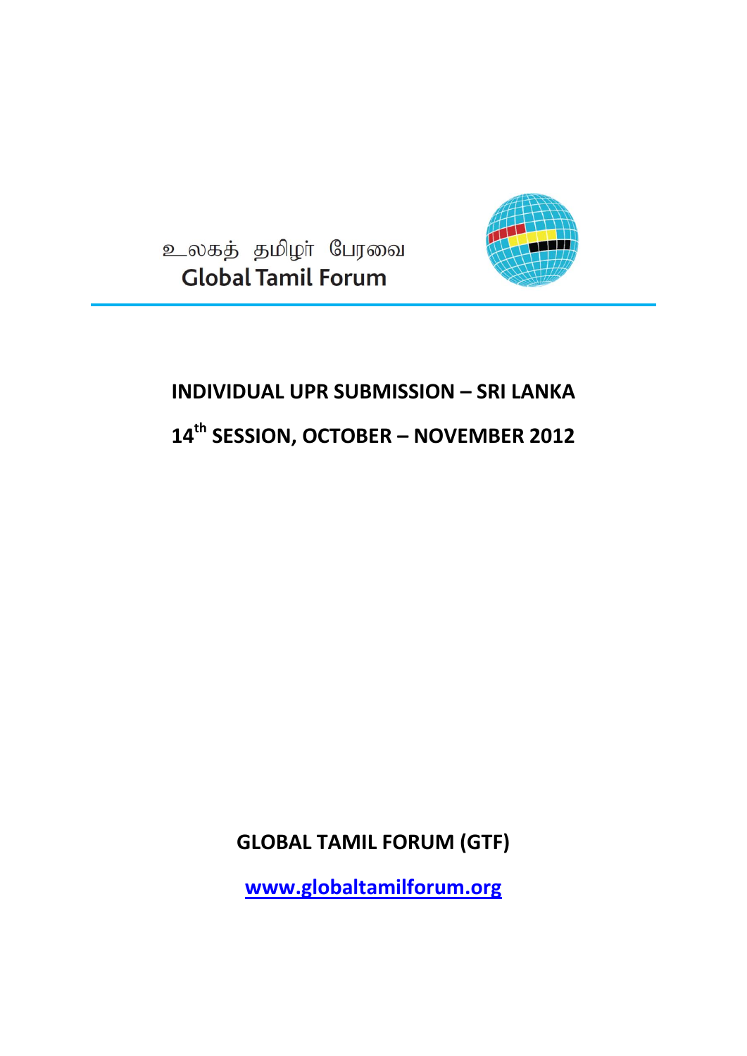உலகத் தமிழர் பேரவை
Global Tamil Forum

# INDIVIDUAL UPR SUBMISSION – SRI LANKA

## 14th SESSION, OCTOBER – NOVEMBER 2012

**GLOBAL TAMIL FORUM (GTF)**

**www.globaltamilforum.org**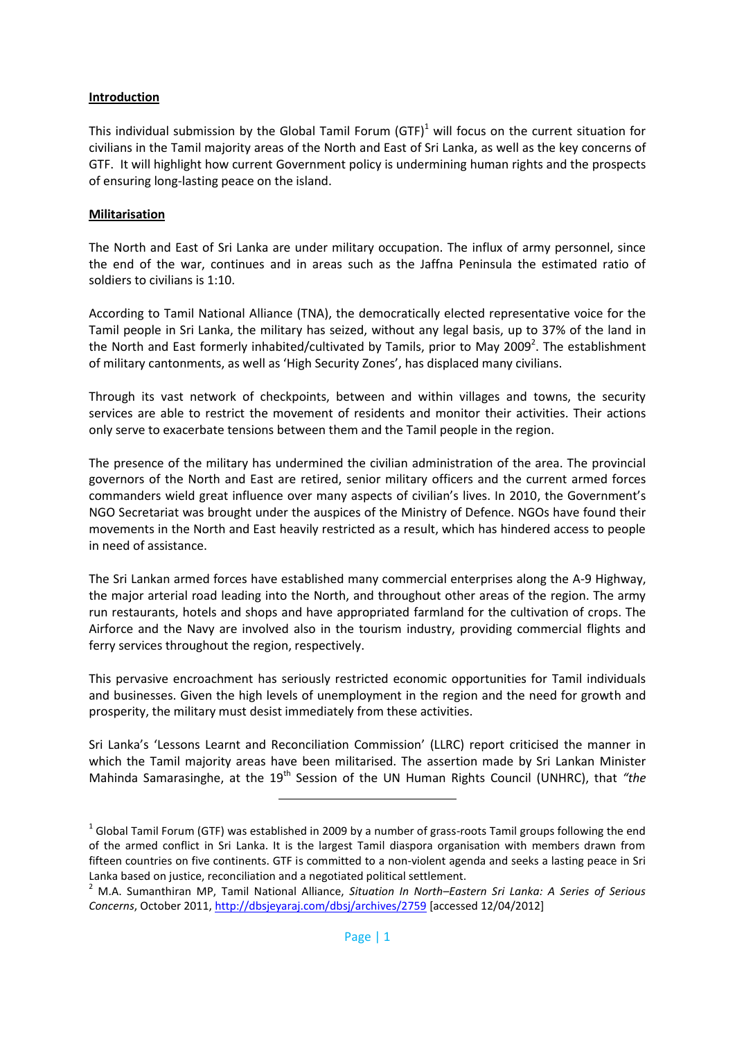**Introduction**

This individual submission by the Global Tamil Forum (GTF)[1] will focus on the current situation for civilians in the Tamil majority areas of the North and East of Sri Lanka, as well as the key concerns of GTF. It will highlight how current Government policy is undermining human rights and the prospects of ensuring long-lasting peace on the island.

**Militarisation**

The North and East of Sri Lanka are under military occupation. The influx of army personnel, since the end of the war, continues and in areas such as the Jaffna Peninsula the estimated ratio of soldiers to civilians is 1:10.

According to Tamil National Alliance (TNA), the democratically elected representative voice for the Tamil people in Sri Lanka, the military has seized, without any legal basis, up to 37% of the land in the North and East formerly inhabited/cultivated by Tamils, prior to May 2009[2]. The establishment of military cantonments, as well as 'High Security Zones', has displaced many civilians.

Through its vast network of checkpoints, between and within villages and towns, the security services are able to restrict the movement of residents and monitor their activities. Their actions only serve to exacerbate tensions between them and the Tamil people in the region.

The presence of the military has undermined the civilian administration of the area. The provincial governors of the North and East are retired, senior military officers and the current armed forces commanders wield great influence over many aspects of civilian's lives. In 2010, the Government's NGO Secretariat was brought under the auspices of the Ministry of Defence. NGOs have found their movements in the North and East heavily restricted as a result, which has hindered access to people in need of assistance.

The Sri Lankan armed forces have established many commercial enterprises along the A-9 Highway, the major arterial road leading into the North, and throughout other areas of the region. The army run restaurants, hotels and shops and have appropriated farmland for the cultivation of crops. The Airforce and the Navy are involved also in the tourism industry, providing commercial flights and ferry services throughout the region, respectively.

This pervasive encroachment has seriously restricted economic opportunities for Tamil individuals and businesses. Given the high levels of unemployment in the region and the need for growth and prosperity, the military must desist immediately from these activities.

Sri Lanka's 'Lessons Learnt and Reconciliation Commission' (LLRC) report criticised the manner in which the Tamil majority areas have been militarised. The assertion made by Sri Lankan Minister Mahinda Samarasinghe, at the 19th Session of the UN Human Rights Council (UNHRC), that *"the*

---

[1] Global Tamil Forum (GTF) was established in 2009 by a number of grass-roots Tamil groups following the end of the armed conflict in Sri Lanka. It is the largest Tamil diaspora organisation with members drawn from fifteen countries on five continents. GTF is committed to a non-violent agenda and seeks a lasting peace in Sri Lanka based on justice, reconciliation and a negotiated political settlement.

[2] M.A. Sumanthiran MP, Tamil National Alliance, *Situation In North–Eastern Sri Lanka: A Series of Serious Concerns*, October 2011, http://dbsjeyaraj.com/dbsj/archives/2759 [accessed 12/04/2012]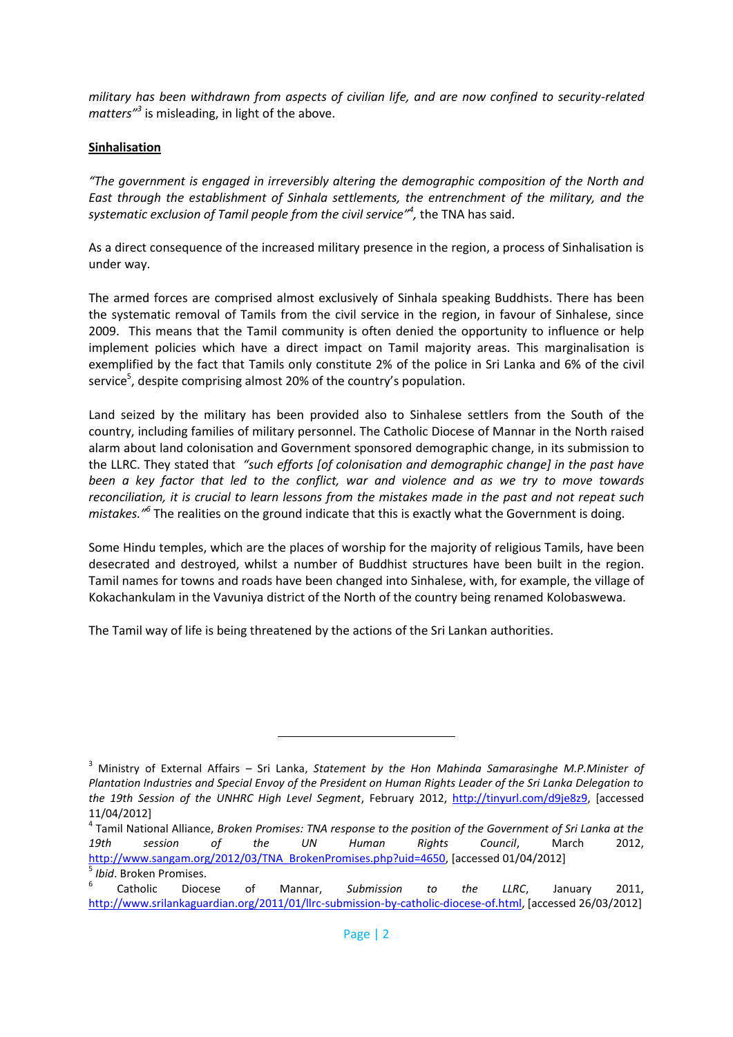*military has been withdrawn from aspects of civilian life, and are now confined to security-related matters"*[3] is misleading, in light of the above.

## Sinhalisation

*"The government is engaged in irreversibly altering the demographic composition of the North and East through the establishment of Sinhala settlements, the entrenchment of the military, and the systematic exclusion of Tamil people from the civil service"*[4], the TNA has said.

As a direct consequence of the increased military presence in the region, a process of Sinhalisation is under way.

The armed forces are comprised almost exclusively of Sinhala speaking Buddhists. There has been the systematic removal of Tamils from the civil service in the region, in favour of Sinhalese, since 2009. This means that the Tamil community is often denied the opportunity to influence or help implement policies which have a direct impact on Tamil majority areas. This marginalisation is exemplified by the fact that Tamils only constitute 2% of the police in Sri Lanka and 6% of the civil service[5], despite comprising almost 20% of the country's population.

Land seized by the military has been provided also to Sinhalese settlers from the South of the country, including families of military personnel. The Catholic Diocese of Mannar in the North raised alarm about land colonisation and Government sponsored demographic change, in its submission to the LLRC. They stated that *"such efforts [of colonisation and demographic change] in the past have been a key factor that led to the conflict, war and violence and as we try to move towards reconciliation, it is crucial to learn lessons from the mistakes made in the past and not repeat such mistakes."*[6] The realities on the ground indicate that this is exactly what the Government is doing.

Some Hindu temples, which are the places of worship for the majority of religious Tamils, have been desecrated and destroyed, whilst a number of Buddhist structures have been built in the region. Tamil names for towns and roads have been changed into Sinhalese, with, for example, the village of Kokachankulam in the Vavuniya district of the North of the country being renamed Kolobaswewa.

The Tamil way of life is being threatened by the actions of the Sri Lankan authorities.

---

[3] Ministry of External Affairs – Sri Lanka, *Statement by the Hon Mahinda Samarasinghe M.P.Minister of Plantation Industries and Special Envoy of the President on Human Rights Leader of the Sri Lanka Delegation to the 19th Session of the UNHRC High Level Segment*, February 2012, http://tinyurl.com/d9je8z9, [accessed 11/04/2012]

[4] Tamil National Alliance, *Broken Promises: TNA response to the position of the Government of Sri Lanka at the 19th session of the UN Human Rights Council*, March 2012, http://www.sangam.org/2012/03/TNA_BrokenPromises.php?uid=4650, [accessed 01/04/2012]

[5] *Ibid*. Broken Promises.

[6] Catholic Diocese of Mannar, *Submission to the LLRC*, January 2011, http://www.srilankaguardian.org/2011/01/llrc-submission-by-catholic-diocese-of.html, [accessed 26/03/2012]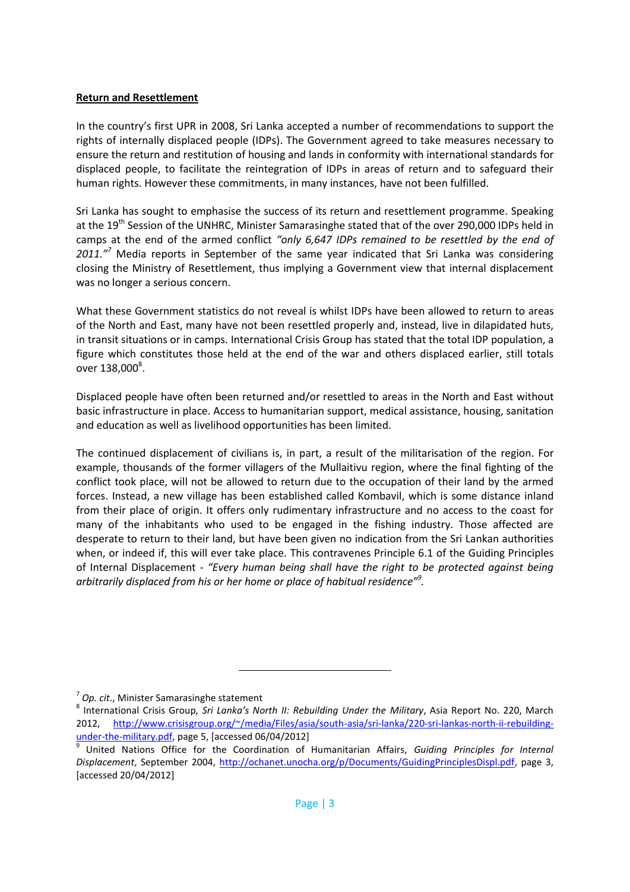**Return and Resettlement**

In the country's first UPR in 2008, Sri Lanka accepted a number of recommendations to support the rights of internally displaced people (IDPs). The Government agreed to take measures necessary to ensure the return and restitution of housing and lands in conformity with international standards for displaced people, to facilitate the reintegration of IDPs in areas of return and to safeguard their human rights. However these commitments, in many instances, have not been fulfilled.

Sri Lanka has sought to emphasise the success of its return and resettlement programme. Speaking at the 19th Session of the UNHRC, Minister Samarasinghe stated that of the over 290,000 IDPs held in camps at the end of the armed conflict *"only 6,647 IDPs remained to be resettled by the end of 2011."*[7] Media reports in September of the same year indicated that Sri Lanka was considering closing the Ministry of Resettlement, thus implying a Government view that internal displacement was no longer a serious concern.

What these Government statistics do not reveal is whilst IDPs have been allowed to return to areas of the North and East, many have not been resettled properly and, instead, live in dilapidated huts, in transit situations or in camps. International Crisis Group has stated that the total IDP population, a figure which constitutes those held at the end of the war and others displaced earlier, still totals over 138,000[8].

Displaced people have often been returned and/or resettled to areas in the North and East without basic infrastructure in place. Access to humanitarian support, medical assistance, housing, sanitation and education as well as livelihood opportunities has been limited.

The continued displacement of civilians is, in part, a result of the militarisation of the region. For example, thousands of the former villagers of the Mullaitivu region, where the final fighting of the conflict took place, will not be allowed to return due to the occupation of their land by the armed forces. Instead, a new village has been established called Kombavil, which is some distance inland from their place of origin. It offers only rudimentary infrastructure and no access to the coast for many of the inhabitants who used to be engaged in the fishing industry. Those affected are desperate to return to their land, but have been given no indication from the Sri Lankan authorities when, or indeed if, this will ever take place. This contravenes Principle 6.1 of the Guiding Principles of Internal Displacement - *"Every human being shall have the right to be protected against being arbitrarily displaced from his or her home or place of habitual residence"*[9].

---

[7] *Op. cit*., Minister Samarasinghe statement

[8] International Crisis Group, *Sri Lanka's North II: Rebuilding Under the Military*, Asia Report No. 220, March 2012, http://www.crisisgroup.org/~/media/Files/asia/south-asia/sri-lanka/220-sri-lankas-north-ii-rebuilding-under-the-military.pdf, page 5, [accessed 06/04/2012]

[9] United Nations Office for the Coordination of Humanitarian Affairs, *Guiding Principles for Internal Displacement*, September 2004, http://ochanet.unocha.org/p/Documents/GuidingPrinciplesDispl.pdf, page 3, [accessed 20/04/2012]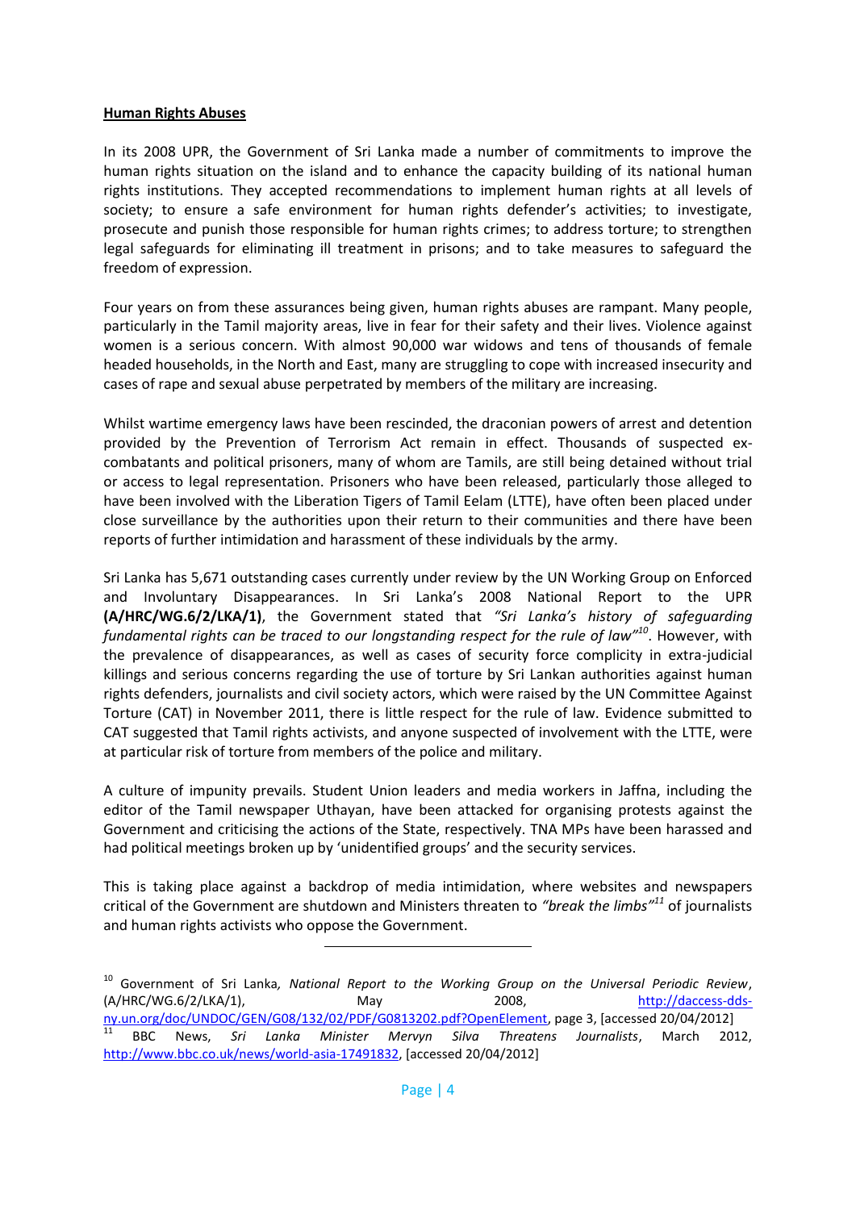**Human Rights Abuses**

In its 2008 UPR, the Government of Sri Lanka made a number of commitments to improve the human rights situation on the island and to enhance the capacity building of its national human rights institutions. They accepted recommendations to implement human rights at all levels of society; to ensure a safe environment for human rights defender's activities; to investigate, prosecute and punish those responsible for human rights crimes; to address torture; to strengthen legal safeguards for eliminating ill treatment in prisons; and to take measures to safeguard the freedom of expression.

Four years on from these assurances being given, human rights abuses are rampant. Many people, particularly in the Tamil majority areas, live in fear for their safety and their lives. Violence against women is a serious concern. With almost 90,000 war widows and tens of thousands of female headed households, in the North and East, many are struggling to cope with increased insecurity and cases of rape and sexual abuse perpetrated by members of the military are increasing.

Whilst wartime emergency laws have been rescinded, the draconian powers of arrest and detention provided by the Prevention of Terrorism Act remain in effect. Thousands of suspected ex-combatants and political prisoners, many of whom are Tamils, are still being detained without trial or access to legal representation. Prisoners who have been released, particularly those alleged to have been involved with the Liberation Tigers of Tamil Eelam (LTTE), have often been placed under close surveillance by the authorities upon their return to their communities and there have been reports of further intimidation and harassment of these individuals by the army.

Sri Lanka has 5,671 outstanding cases currently under review by the UN Working Group on Enforced and Involuntary Disappearances. In Sri Lanka's 2008 National Report to the UPR **(A/HRC/WG.6/2/LKA/1)**, the Government stated that *"Sri Lanka's history of safeguarding fundamental rights can be traced to our longstanding respect for the rule of law"*[10]. However, with the prevalence of disappearances, as well as cases of security force complicity in extra-judicial killings and serious concerns regarding the use of torture by Sri Lankan authorities against human rights defenders, journalists and civil society actors, which were raised by the UN Committee Against Torture (CAT) in November 2011, there is little respect for the rule of law. Evidence submitted to CAT suggested that Tamil rights activists, and anyone suspected of involvement with the LTTE, were at particular risk of torture from members of the police and military.

A culture of impunity prevails. Student Union leaders and media workers in Jaffna, including the editor of the Tamil newspaper Uthayan, have been attacked for organising protests against the Government and criticising the actions of the State, respectively. TNA MPs have been harassed and had political meetings broken up by 'unidentified groups' and the security services.

This is taking place against a backdrop of media intimidation, where websites and newspapers critical of the Government are shutdown and Ministers threaten to *"break the limbs"*[11] of journalists and human rights activists who oppose the Government.

---

[10] Government of Sri Lanka, *National Report to the Working Group on the Universal Periodic Review*, (A/HRC/WG.6/2/LKA/1), May 2008, http://daccess-dds-ny.un.org/doc/UNDOC/GEN/G08/132/02/PDF/G0813202.pdf?OpenElement, page 3, [accessed 20/04/2012]

[11] BBC News, *Sri Lanka Minister Mervyn Silva Threatens Journalists*, March 2012, http://www.bbc.co.uk/news/world-asia-17491832, [accessed 20/04/2012]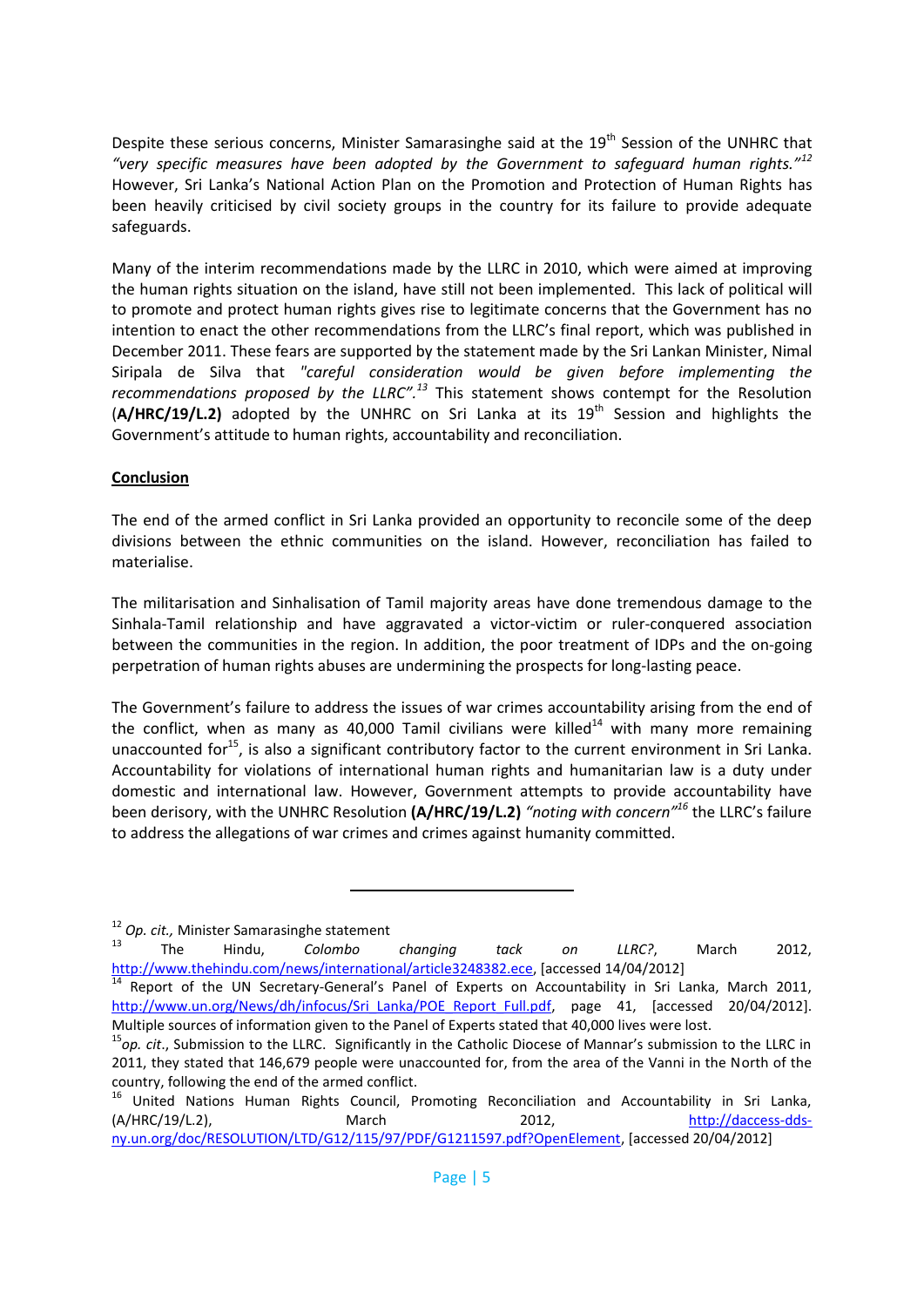Despite these serious concerns, Minister Samarasinghe said at the 19th Session of the UNHRC that *"very specific measures have been adopted by the Government to safeguard human rights."*[12] However, Sri Lanka's National Action Plan on the Promotion and Protection of Human Rights has been heavily criticised by civil society groups in the country for its failure to provide adequate safeguards.

Many of the interim recommendations made by the LLRC in 2010, which were aimed at improving the human rights situation on the island, have still not been implemented. This lack of political will to promote and protect human rights gives rise to legitimate concerns that the Government has no intention to enact the other recommendations from the LLRC's final report, which was published in December 2011. These fears are supported by the statement made by the Sri Lankan Minister, Nimal Siripala de Silva that *"careful consideration would be given before implementing the recommendations proposed by the LLRC".*[13] This statement shows contempt for the Resolution (**A/HRC/19/L.2)** adopted by the UNHRC on Sri Lanka at its 19th Session and highlights the Government's attitude to human rights, accountability and reconciliation.

## Conclusion

The end of the armed conflict in Sri Lanka provided an opportunity to reconcile some of the deep divisions between the ethnic communities on the island. However, reconciliation has failed to materialise.

The militarisation and Sinhalisation of Tamil majority areas have done tremendous damage to the Sinhala-Tamil relationship and have aggravated a victor-victim or ruler-conquered association between the communities in the region. In addition, the poor treatment of IDPs and the on-going perpetration of human rights abuses are undermining the prospects for long-lasting peace.

The Government's failure to address the issues of war crimes accountability arising from the end of the conflict, when as many as 40,000 Tamil civilians were killed[14] with many more remaining unaccounted for[15], is also a significant contributory factor to the current environment in Sri Lanka. Accountability for violations of international human rights and humanitarian law is a duty under domestic and international law. However, Government attempts to provide accountability have been derisory, with the UNHRC Resolution **(A/HRC/19/L.2)** *"noting with concern"*[16] the LLRC's failure to address the allegations of war crimes and crimes against humanity committed.

---

[12] *Op. cit.,* Minister Samarasinghe statement

[13] The Hindu, *Colombo changing tack on LLRC?*, March 2012, http://www.thehindu.com/news/international/article3248382.ece, [accessed 14/04/2012]

[14] Report of the UN Secretary-General's Panel of Experts on Accountability in Sri Lanka, March 2011, http://www.un.org/News/dh/infocus/Sri_Lanka/POE_Report_Full.pdf, page 41, [accessed 20/04/2012]. Multiple sources of information given to the Panel of Experts stated that 40,000 lives were lost.

[15] *op. cit*., Submission to the LLRC. Significantly in the Catholic Diocese of Mannar's submission to the LLRC in 2011, they stated that 146,679 people were unaccounted for, from the area of the Vanni in the North of the country, following the end of the armed conflict.

[16] United Nations Human Rights Council, Promoting Reconciliation and Accountability in Sri Lanka, (A/HRC/19/L.2), March 2012, http://daccess-dds-ny.un.org/doc/RESOLUTION/LTD/G12/115/97/PDF/G1211597.pdf?OpenElement, [accessed 20/04/2012]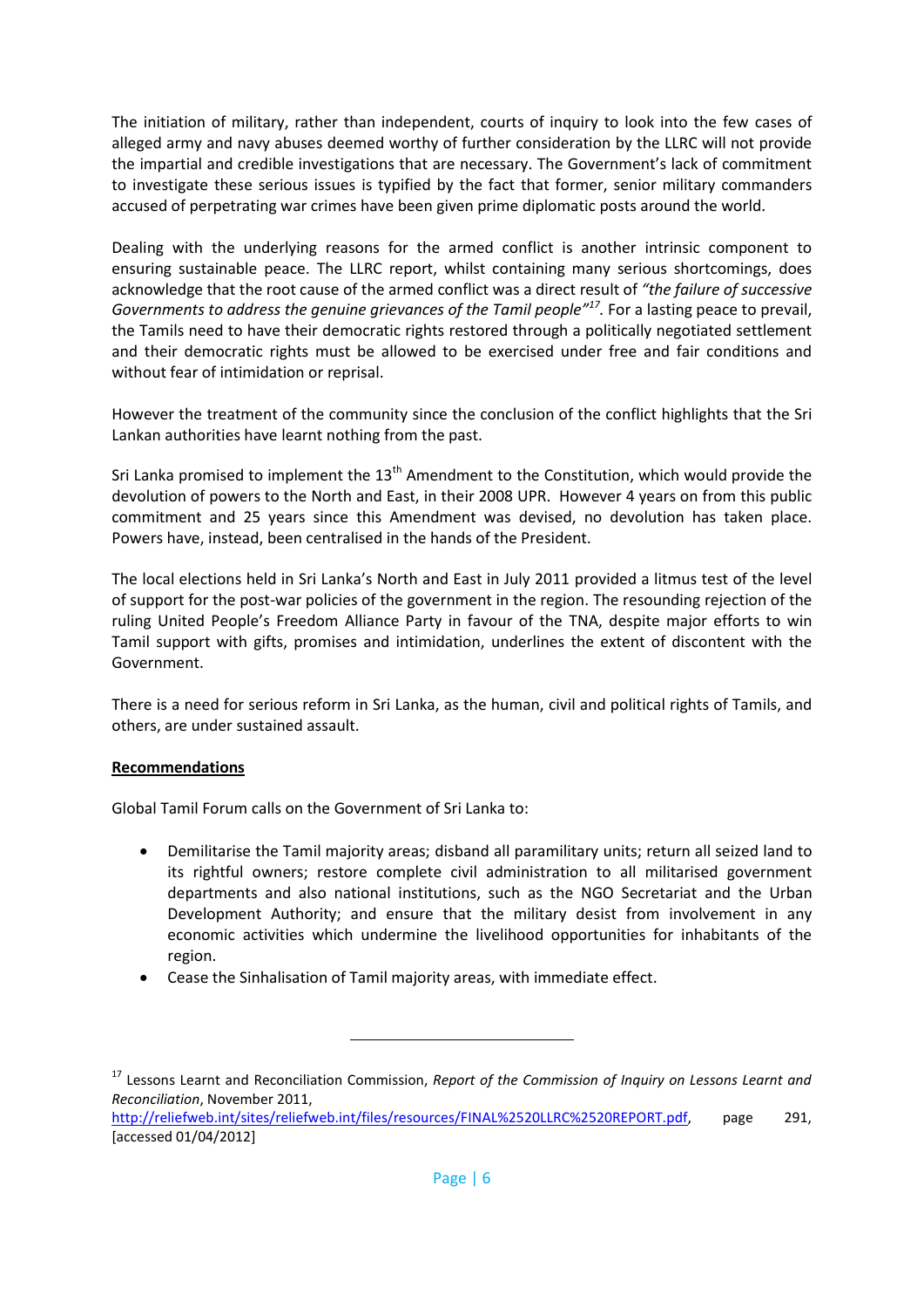The initiation of military, rather than independent, courts of inquiry to look into the few cases of alleged army and navy abuses deemed worthy of further consideration by the LLRC will not provide the impartial and credible investigations that are necessary. The Government's lack of commitment to investigate these serious issues is typified by the fact that former, senior military commanders accused of perpetrating war crimes have been given prime diplomatic posts around the world.

Dealing with the underlying reasons for the armed conflict is another intrinsic component to ensuring sustainable peace. The LLRC report, whilst containing many serious shortcomings, does acknowledge that the root cause of the armed conflict was a direct result of *"the failure of successive Governments to address the genuine grievances of the Tamil people"*[17]. For a lasting peace to prevail, the Tamils need to have their democratic rights restored through a politically negotiated settlement and their democratic rights must be allowed to be exercised under free and fair conditions and without fear of intimidation or reprisal.

However the treatment of the community since the conclusion of the conflict highlights that the Sri Lankan authorities have learnt nothing from the past.

Sri Lanka promised to implement the 13th Amendment to the Constitution, which would provide the devolution of powers to the North and East, in their 2008 UPR. However 4 years on from this public commitment and 25 years since this Amendment was devised, no devolution has taken place. Powers have, instead, been centralised in the hands of the President.

The local elections held in Sri Lanka's North and East in July 2011 provided a litmus test of the level of support for the post-war policies of the government in the region. The resounding rejection of the ruling United People's Freedom Alliance Party in favour of the TNA, despite major efforts to win Tamil support with gifts, promises and intimidation, underlines the extent of discontent with the Government.

There is a need for serious reform in Sri Lanka, as the human, civil and political rights of Tamils, and others, are under sustained assault.

**Recommendations**

Global Tamil Forum calls on the Government of Sri Lanka to:

- Demilitarise the Tamil majority areas; disband all paramilitary units; return all seized land to its rightful owners; restore complete civil administration to all militarised government departments and also national institutions, such as the NGO Secretariat and the Urban Development Authority; and ensure that the military desist from involvement in any economic activities which undermine the livelihood opportunities for inhabitants of the region.
- Cease the Sinhalisation of Tamil majority areas, with immediate effect.

---

[17] Lessons Learnt and Reconciliation Commission, *Report of the Commission of Inquiry on Lessons Learnt and Reconciliation*, November 2011, http://reliefweb.int/sites/reliefweb.int/files/resources/FINAL%2520LLRC%2520REPORT.pdf, page 291, [accessed 01/04/2012]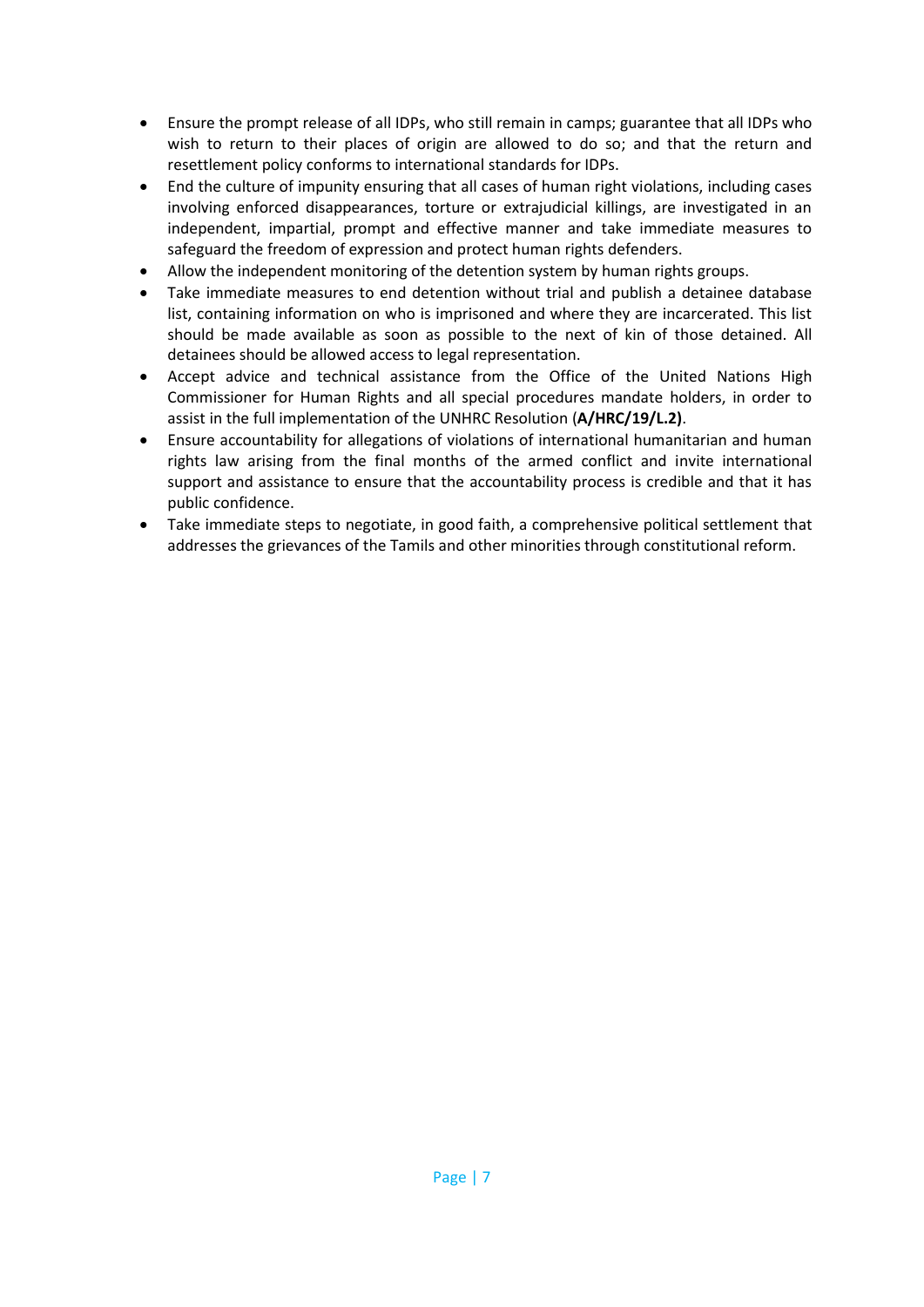- Ensure the prompt release of all IDPs, who still remain in camps; guarantee that all IDPs who wish to return to their places of origin are allowed to do so; and that the return and resettlement policy conforms to international standards for IDPs.
- End the culture of impunity ensuring that all cases of human right violations, including cases involving enforced disappearances, torture or extrajudicial killings, are investigated in an independent, impartial, prompt and effective manner and take immediate measures to safeguard the freedom of expression and protect human rights defenders.
- Allow the independent monitoring of the detention system by human rights groups.
- Take immediate measures to end detention without trial and publish a detainee database list, containing information on who is imprisoned and where they are incarcerated. This list should be made available as soon as possible to the next of kin of those detained. All detainees should be allowed access to legal representation.
- Accept advice and technical assistance from the Office of the United Nations High Commissioner for Human Rights and all special procedures mandate holders, in order to assist in the full implementation of the UNHRC Resolution (**A/HRC/19/L.2)**.
- Ensure accountability for allegations of violations of international humanitarian and human rights law arising from the final months of the armed conflict and invite international support and assistance to ensure that the accountability process is credible and that it has public confidence.
- Take immediate steps to negotiate, in good faith, a comprehensive political settlement that addresses the grievances of the Tamils and other minorities through constitutional reform.